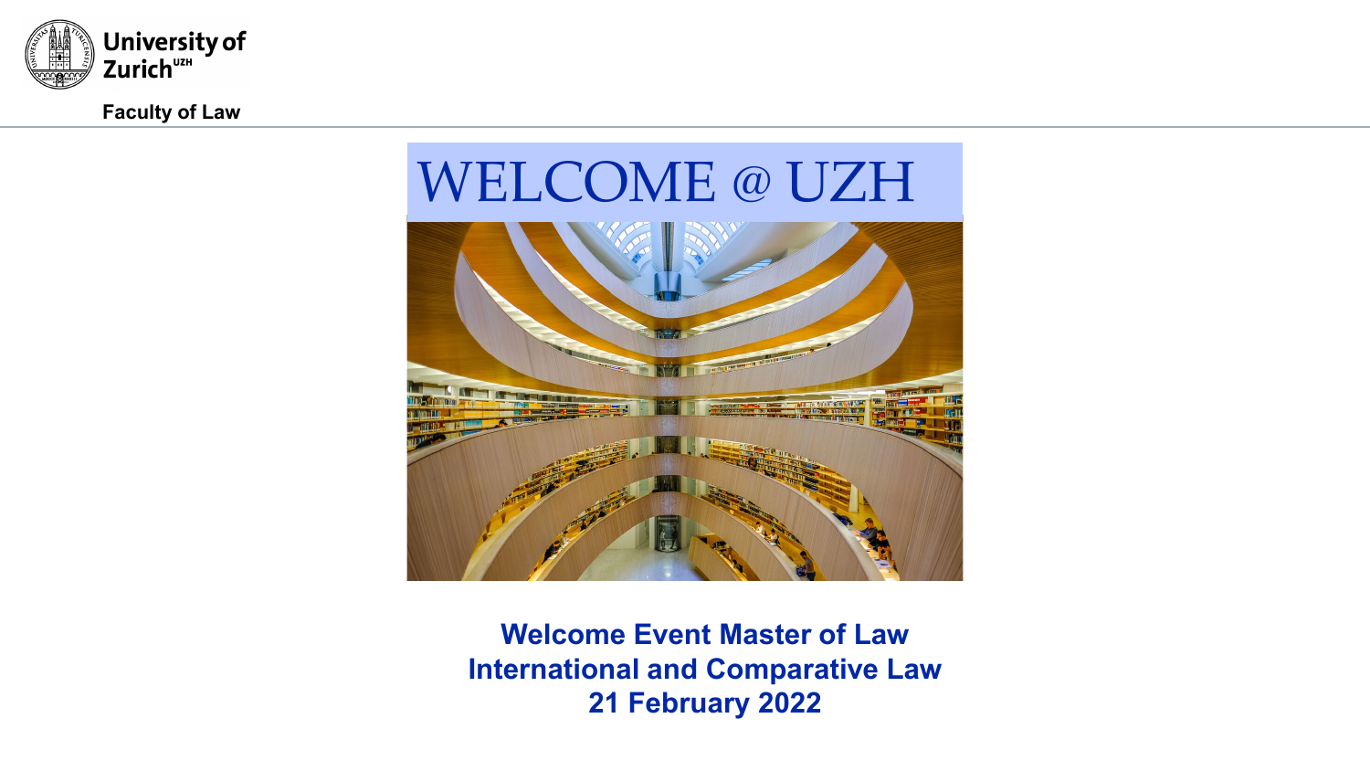University of Zurich[UZH]

**Faculty of Law**

# WELCOME @ UZH

**Welcome Event Master of Law**
**International and Comparative Law**
**21 February 2022**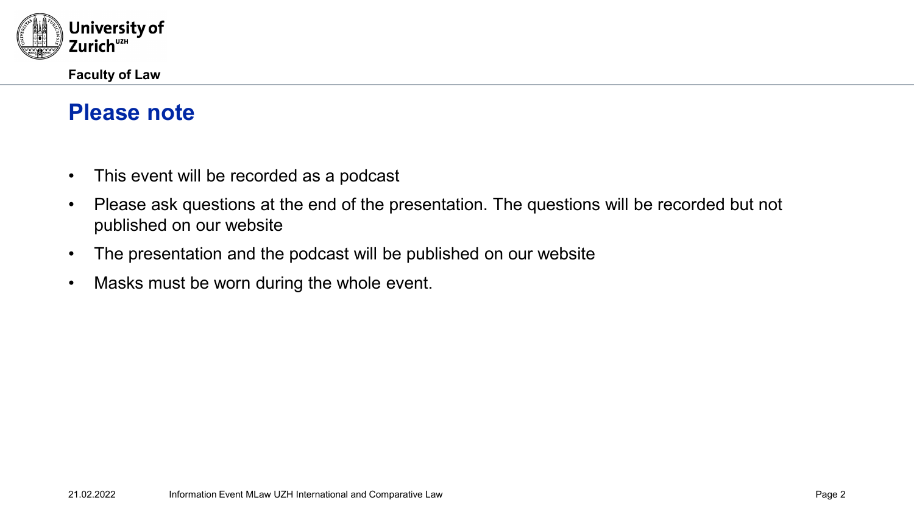# Please note

- This event will be recorded as a podcast
- Please ask questions at the end of the presentation. The questions will be recorded but not published on our website
- The presentation and the podcast will be published on our website
- Masks must be worn during the whole event.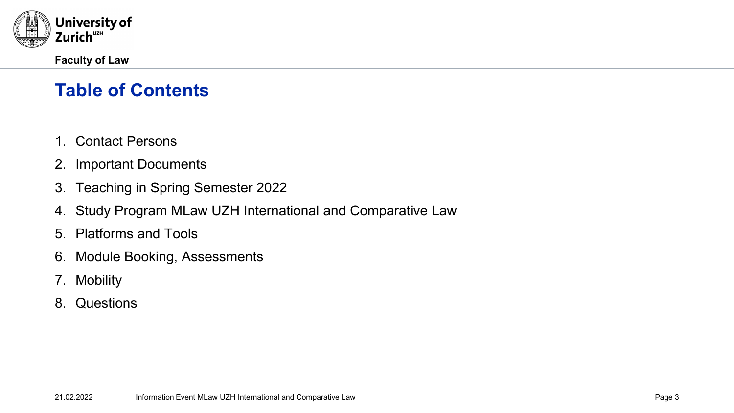# Table of Contents

1. Contact Persons
2. Important Documents
3. Teaching in Spring Semester 2022
4. Study Program MLaw UZH International and Comparative Law
5. Platforms and Tools
6. Module Booking, Assessments
7. Mobility
8. Questions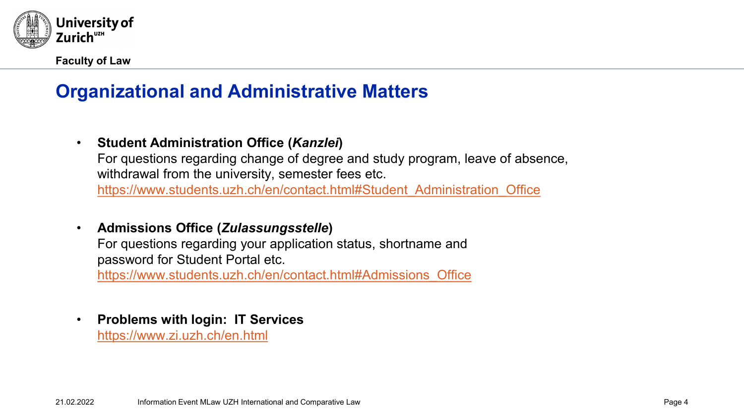# Organizational and Administrative Matters

- **Student Administration Office (*Kanzlei*)**
  For questions regarding change of degree and study program, leave of absence, withdrawal from the university, semester fees etc.
  https://www.students.uzh.ch/en/contact.html#Student_Administration_Office

- **Admissions Office (*Zulassungsstelle*)**
  For questions regarding your application status, shortname and password for Student Portal etc.
  https://www.students.uzh.ch/en/contact.html#Admissions_Office

- **Problems with login: IT Services**
  https://www.zi.uzh.ch/en.html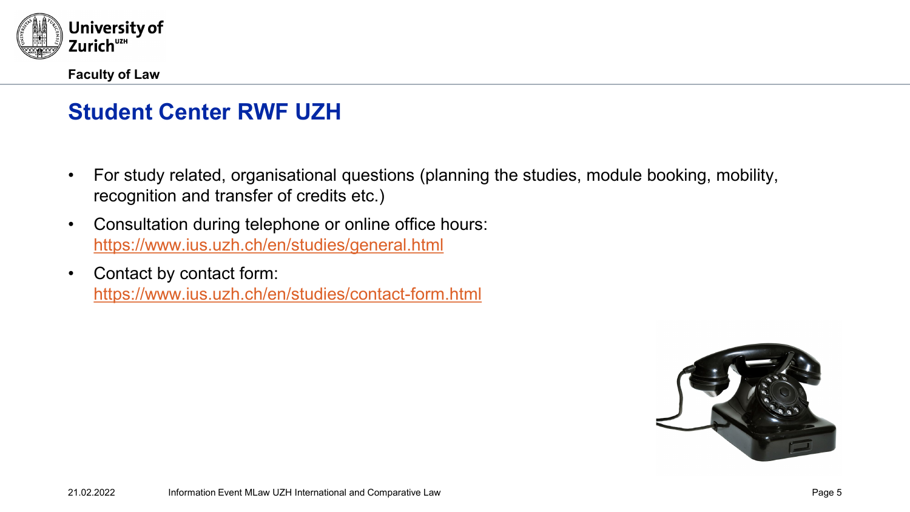# Student Center RWF UZH

- For study related, organisational questions (planning the studies, module booking, mobility, recognition and transfer of credits etc.)
- Consultation during telephone or online office hours: https://www.ius.uzh.ch/en/studies/general.html
- Contact by contact form: https://www.ius.uzh.ch/en/studies/contact-form.html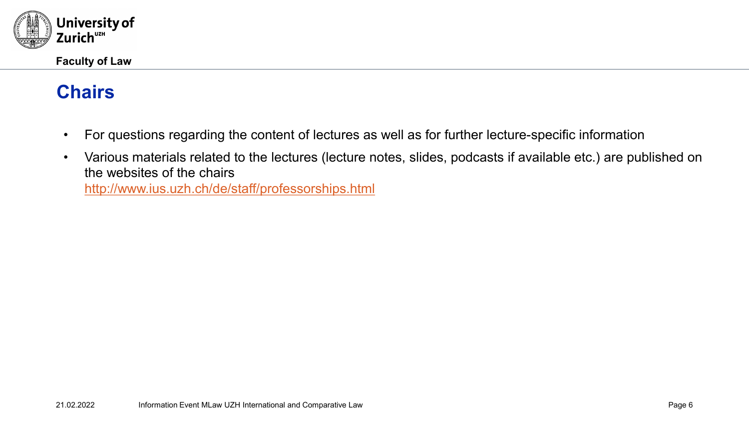## Chairs

- For questions regarding the content of lectures as well as for further lecture-specific information
- Various materials related to the lectures (lecture notes, slides, podcasts if available etc.) are published on the websites of the chairs
  http://www.ius.uzh.ch/de/staff/professorships.html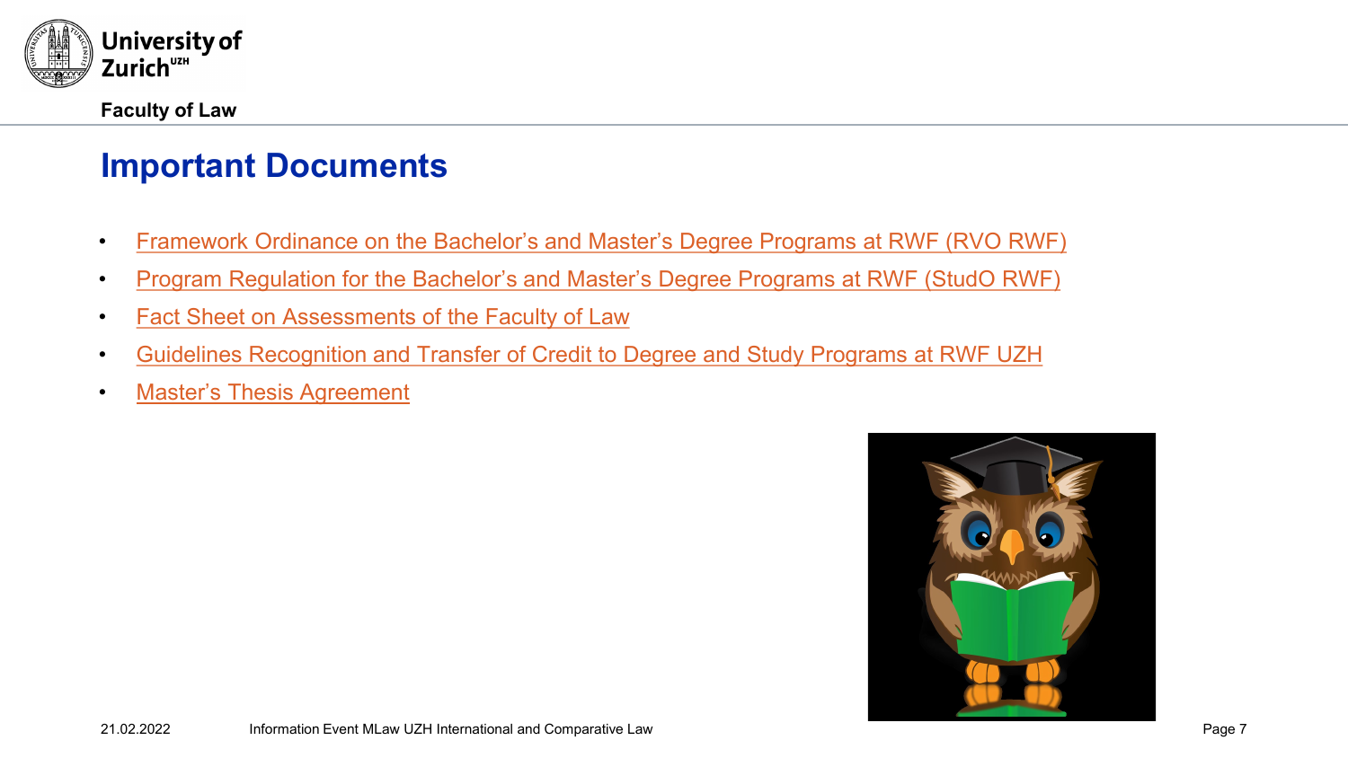## Important Documents

- Framework Ordinance on the Bachelor's and Master's Degree Programs at RWF (RVO RWF)
- Program Regulation for the Bachelor's and Master's Degree Programs at RWF (StudO RWF)
- Fact Sheet on Assessments of the Faculty of Law
- Guidelines Recognition and Transfer of Credit to Degree and Study Programs at RWF UZH
- Master's Thesis Agreement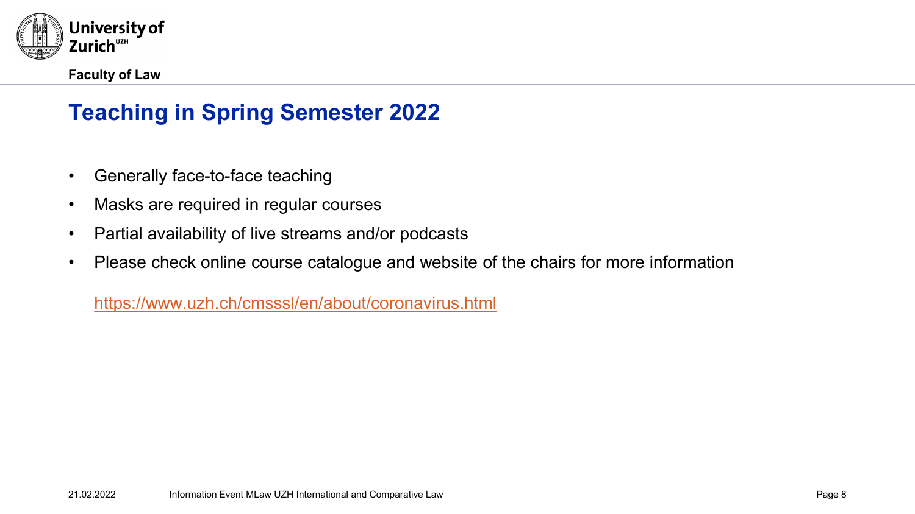# Teaching in Spring Semester 2022

- Generally face-to-face teaching
- Masks are required in regular courses
- Partial availability of live streams and/or podcasts
- Please check online course catalogue and website of the chairs for more information

  https://www.uzh.ch/cmsssl/en/about/coronavirus.html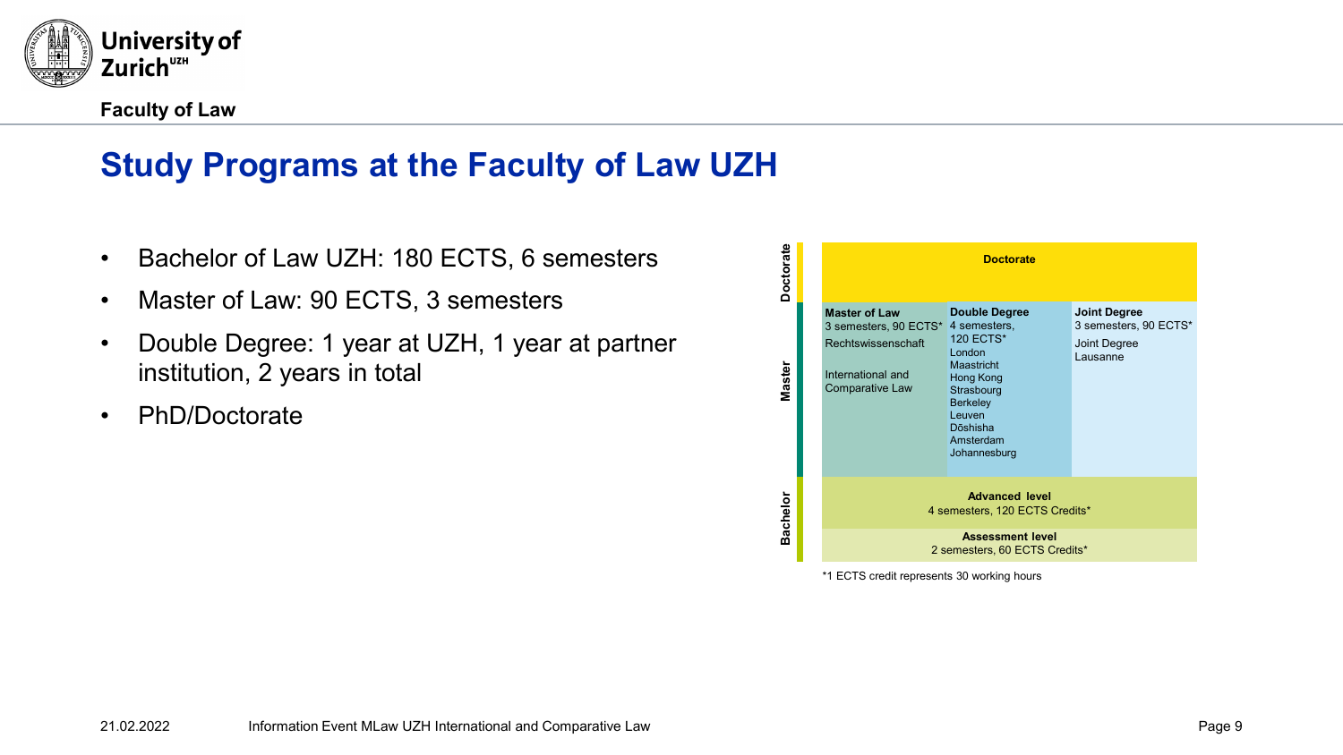# Study Programs at the Faculty of Law UZH

- Bachelor of Law UZH: 180 ECTS, 6 semesters
- Master of Law: 90 ECTS, 3 semesters
- Double Degree: 1 year at UZH, 1 year at partner institution, 2 years in total
- PhD/Doctorate

| | | | |
|---|---|---|---|
| **Doctorate** | **Doctorate** | | |
| **Master** | **Master of Law**<br>3 semesters, 90 ECTS*<br>Rechtswissenschaft<br><br>International and Comparative Law | **Double Degree**<br>4 semesters, 120 ECTS*<br>London<br>Maastricht<br>Hong Kong<br>Strasbourg<br>Berkeley<br>Leuven<br>Dōshisha<br>Amsterdam<br>Johannesburg | **Joint Degree**<br>3 semesters, 90 ECTS*<br>Joint Degree Lausanne |
| **Bachelor** | **Advanced level**<br>4 semesters, 120 ECTS Credits* | | |
| | **Assessment level**<br>2 semesters, 60 ECTS Credits* | | |

*1 ECTS credit represents 30 working hours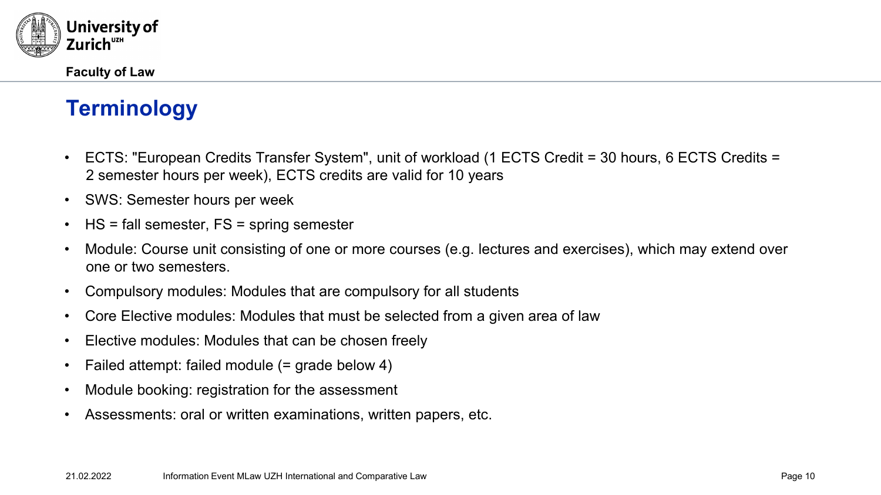# Terminology

- ECTS: "European Credits Transfer System", unit of workload (1 ECTS Credit = 30 hours, 6 ECTS Credits = 2 semester hours per week), ECTS credits are valid for 10 years
- SWS: Semester hours per week
- HS = fall semester, FS = spring semester
- Module: Course unit consisting of one or more courses (e.g. lectures and exercises), which may extend over one or two semesters.
- Compulsory modules: Modules that are compulsory for all students
- Core Elective modules: Modules that must be selected from a given area of law
- Elective modules: Modules that can be chosen freely
- Failed attempt: failed module (= grade below 4)
- Module booking: registration for the assessment
- Assessments: oral or written examinations, written papers, etc.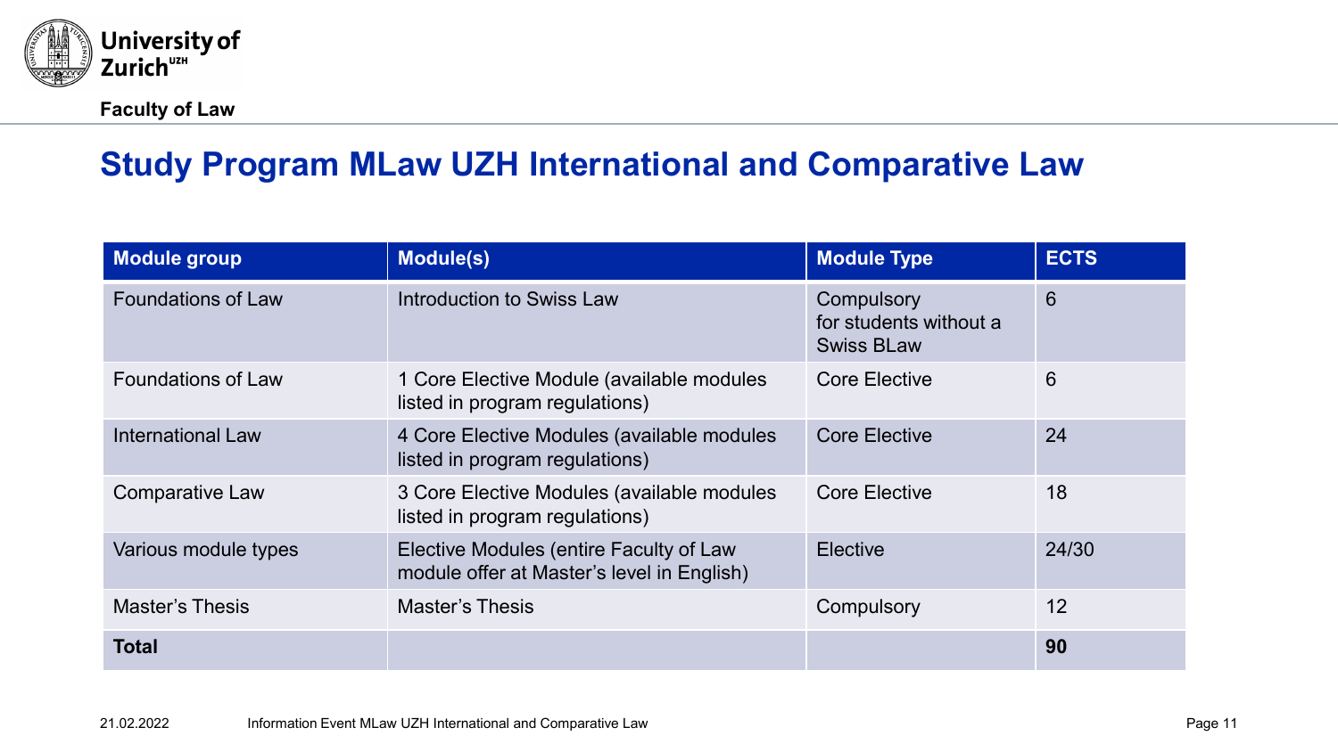# Study Program MLaw UZH International and Comparative Law

| Module group | Module(s) | Module Type | ECTS |
|---|---|---|---|
| Foundations of Law | Introduction to Swiss Law | Compulsory for students without a Swiss BLaw | 6 |
| Foundations of Law | 1 Core Elective Module (available modules listed in program regulations) | Core Elective | 6 |
| International Law | 4 Core Elective Modules (available modules listed in program regulations) | Core Elective | 24 |
| Comparative Law | 3 Core Elective Modules (available modules listed in program regulations) | Core Elective | 18 |
| Various module types | Elective Modules (entire Faculty of Law module offer at Master's level in English) | Elective | 24/30 |
| Master's Thesis | Master's Thesis | Compulsory | 12 |
| **Total** | | | **90** |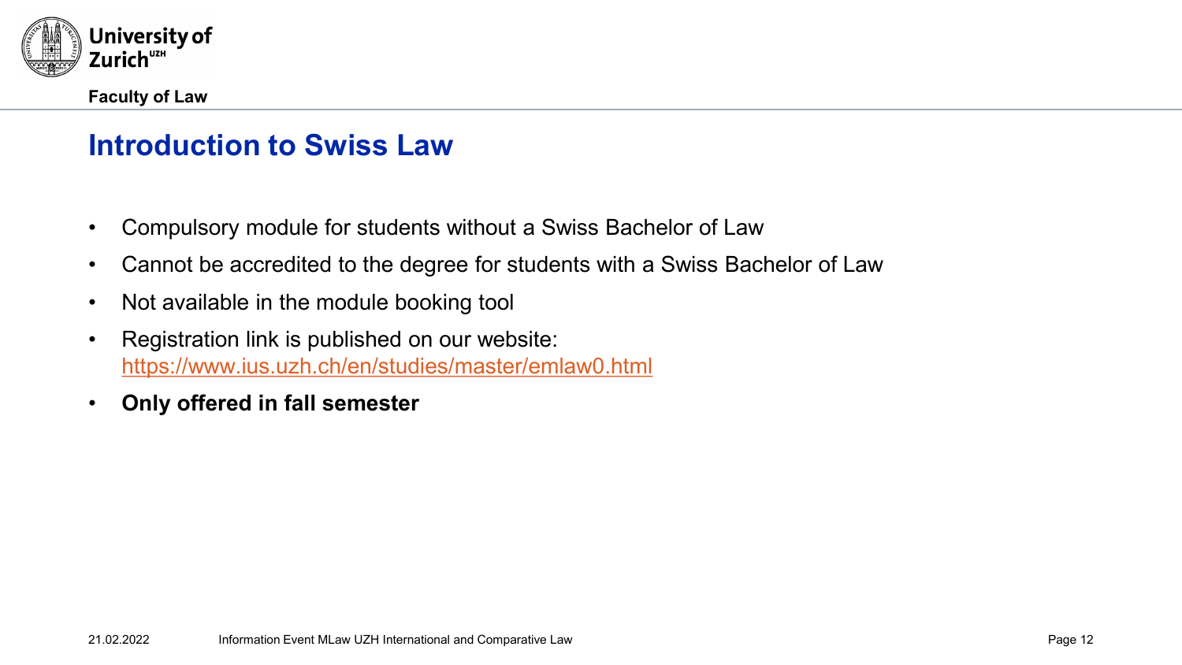# Introduction to Swiss Law

- Compulsory module for students without a Swiss Bachelor of Law
- Cannot be accredited to the degree for students with a Swiss Bachelor of Law
- Not available in the module booking tool
- Registration link is published on our website: https://www.ius.uzh.ch/en/studies/master/emlaw0.html
- **Only offered in fall semester**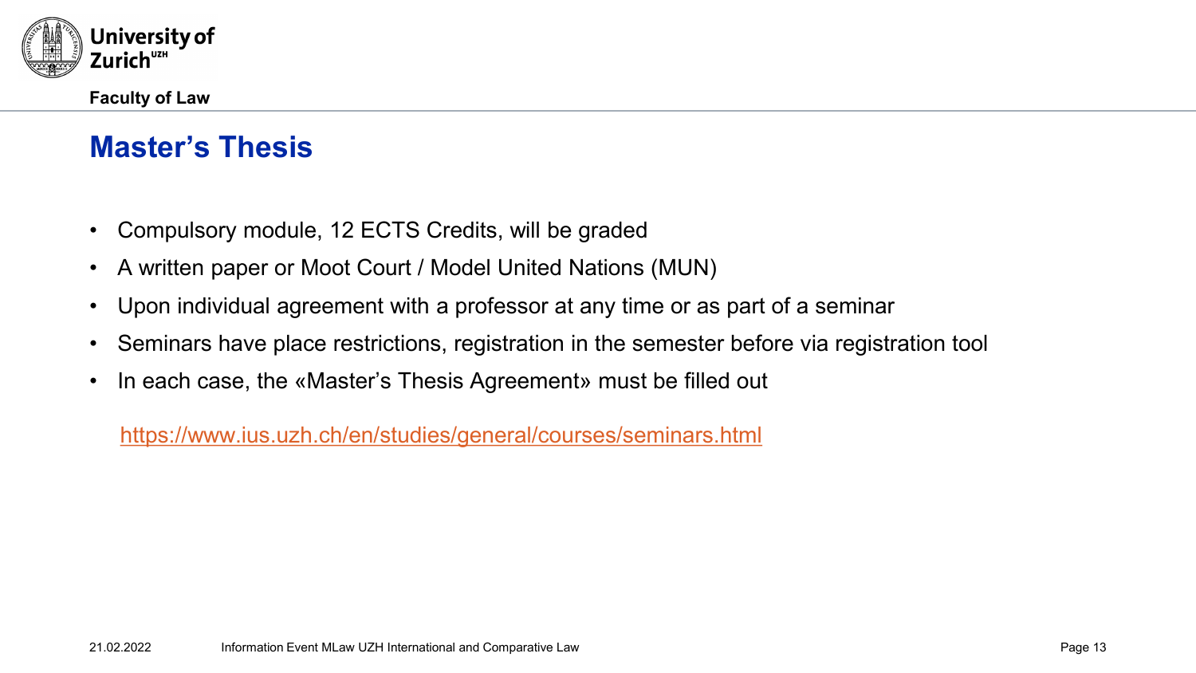# Master's Thesis

- Compulsory module, 12 ECTS Credits, will be graded
- A written paper or Moot Court / Model United Nations (MUN)
- Upon individual agreement with a professor at any time or as part of a seminar
- Seminars have place restrictions, registration in the semester before via registration tool
- In each case, the «Master's Thesis Agreement» must be filled out

https://www.ius.uzh.ch/en/studies/general/courses/seminars.html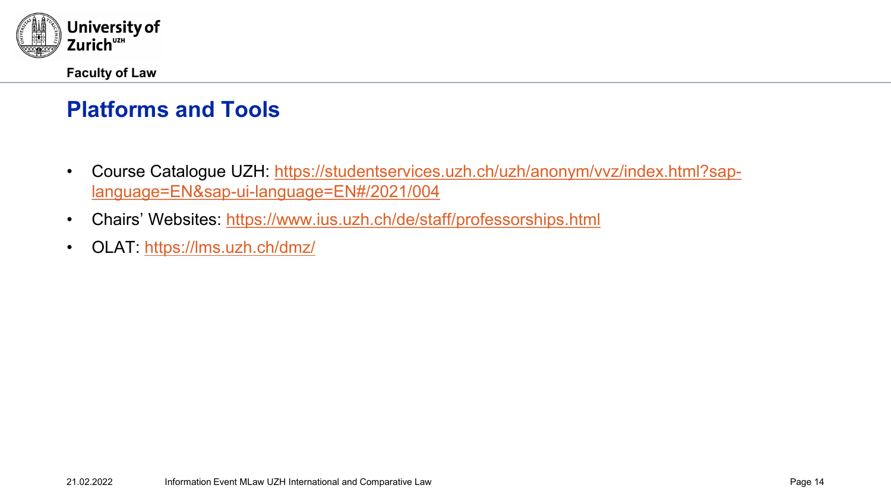## Platforms and Tools

- Course Catalogue UZH: https://studentservices.uzh.ch/uzh/anonym/vvz/index.html?sap-language=EN&sap-ui-language=EN#/2021/004
- Chairs' Websites: https://www.ius.uzh.ch/de/staff/professorships.html
- OLAT: https://lms.uzh.ch/dmz/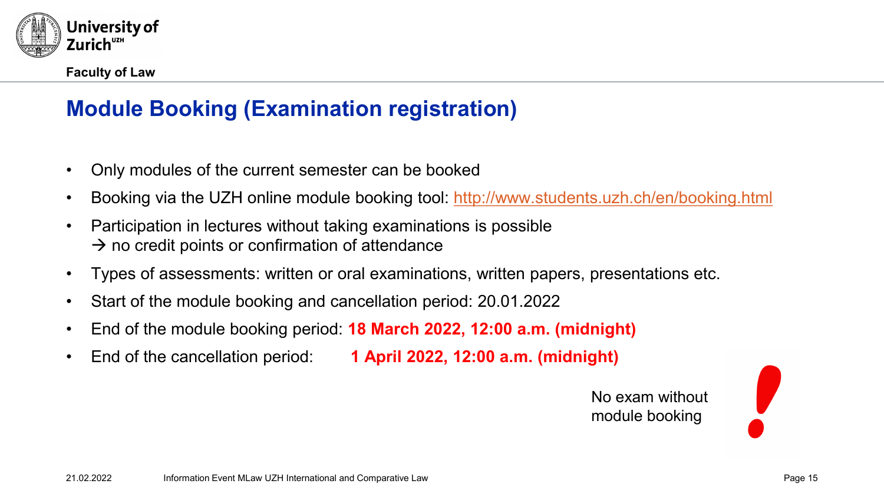# Module Booking (Examination registration)

- Only modules of the current semester can be booked
- Booking via the UZH online module booking tool: http://www.students.uzh.ch/en/booking.html
- Participation in lectures without taking examinations is possible
  → no credit points or confirmation of attendance
- Types of assessments: written or oral examinations, written papers, presentations etc.
- Start of the module booking and cancellation period: 20.01.2022
- End of the module booking period: **18 March 2022, 12:00 a.m. (midnight)**
- End of the cancellation period: **1 April 2022, 12:00 a.m. (midnight)**

No exam without module booking **!**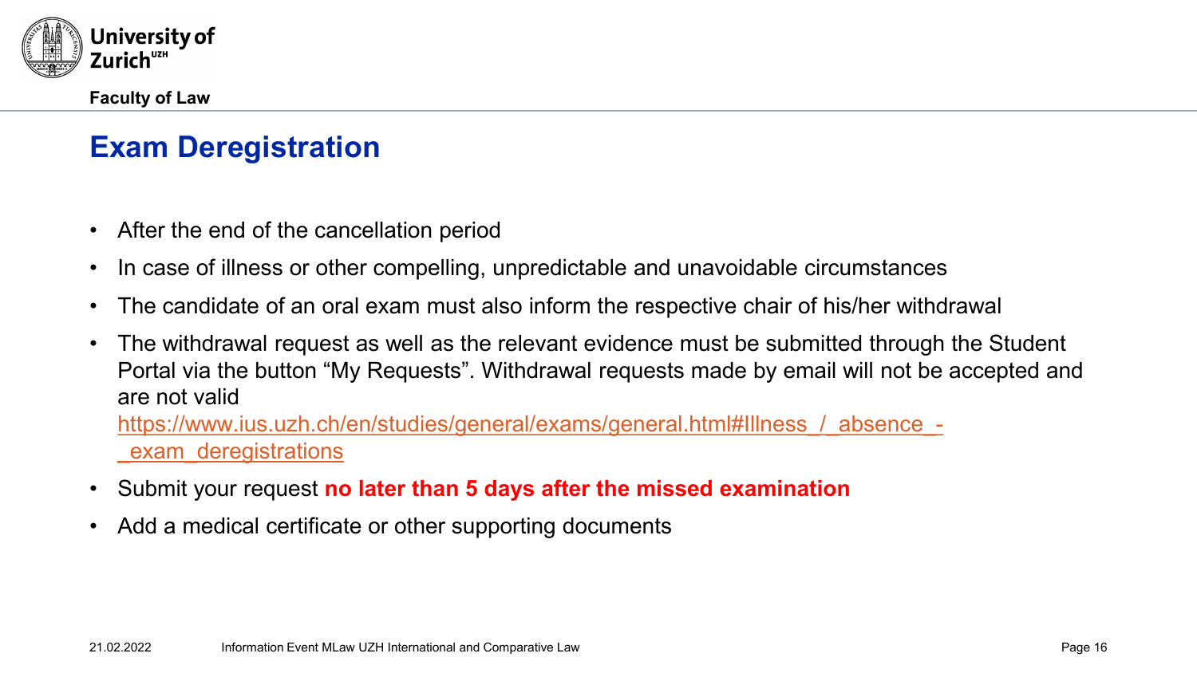# Exam Deregistration

- After the end of the cancellation period
- In case of illness or other compelling, unpredictable and unavoidable circumstances
- The candidate of an oral exam must also inform the respective chair of his/her withdrawal
- The withdrawal request as well as the relevant evidence must be submitted through the Student Portal via the button "My Requests". Withdrawal requests made by email will not be accepted and are not valid
  https://www.ius.uzh.ch/en/studies/general/exams/general.html#Illness_/_absence_-_exam_deregistrations
- Submit your request **no later than 5 days after the missed examination**
- Add a medical certificate or other supporting documents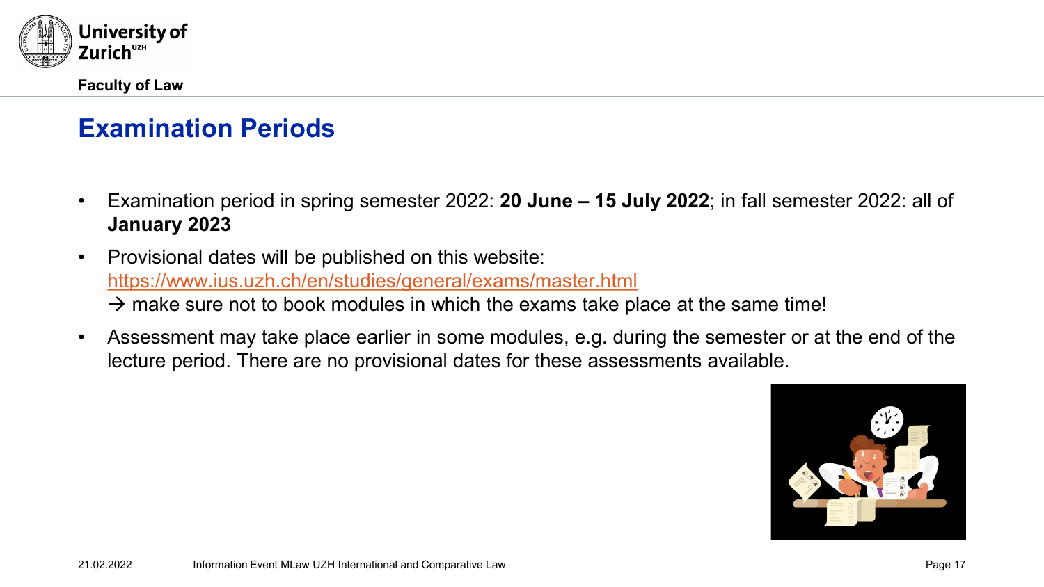## Examination Periods

- Examination period in spring semester 2022: **20 June – 15 July 2022**; in fall semester 2022: all of **January 2023**
- Provisional dates will be published on this website: https://www.ius.uzh.ch/en/studies/general/exams/master.html
  → make sure not to book modules in which the exams take place at the same time!
- Assessment may take place earlier in some modules, e.g. during the semester or at the end of the lecture period. There are no provisional dates for these assessments available.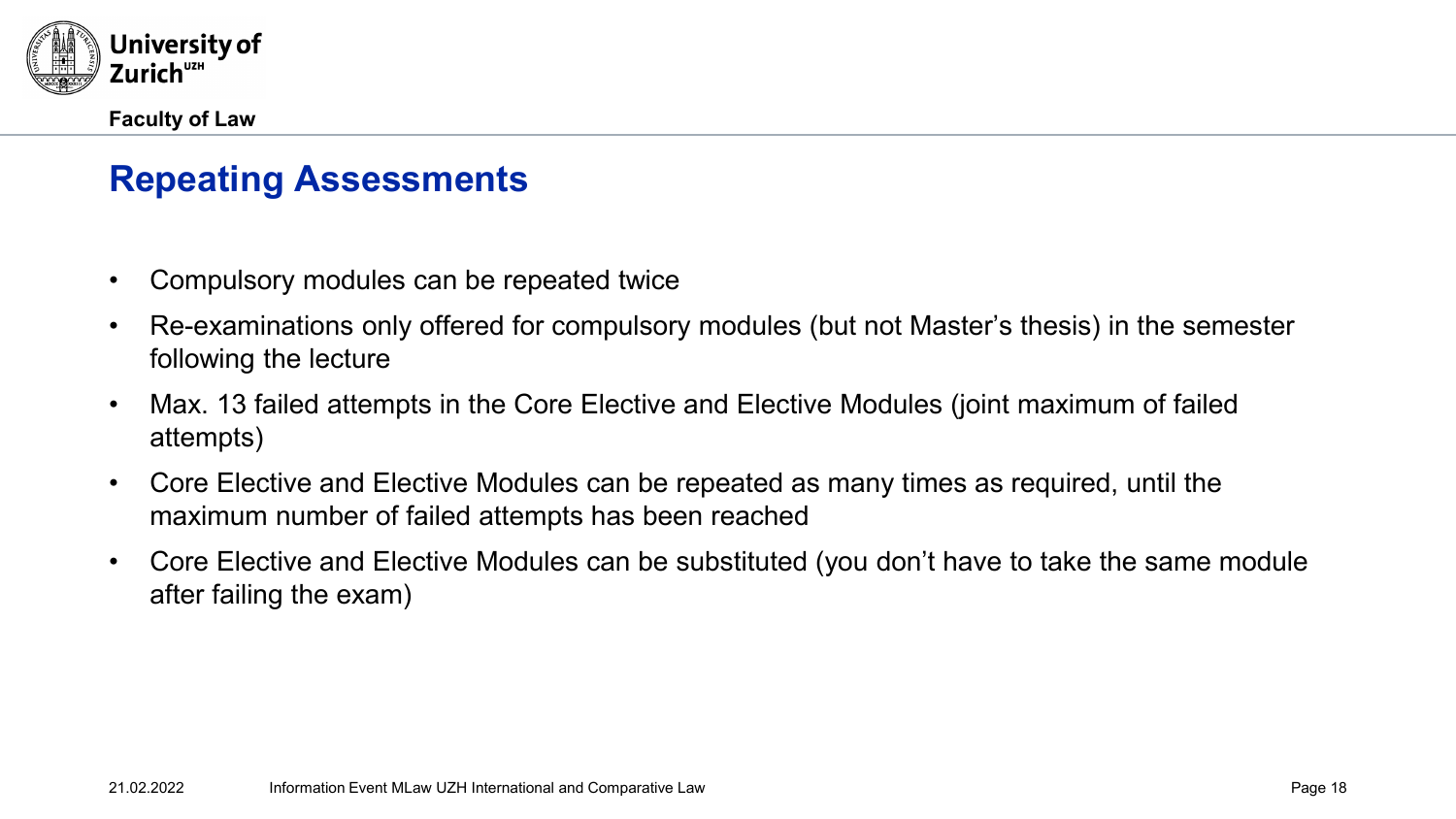## Repeating Assessments

- Compulsory modules can be repeated twice
- Re-examinations only offered for compulsory modules (but not Master's thesis) in the semester following the lecture
- Max. 13 failed attempts in the Core Elective and Elective Modules (joint maximum of failed attempts)
- Core Elective and Elective Modules can be repeated as many times as required, until the maximum number of failed attempts has been reached
- Core Elective and Elective Modules can be substituted (you don't have to take the same module after failing the exam)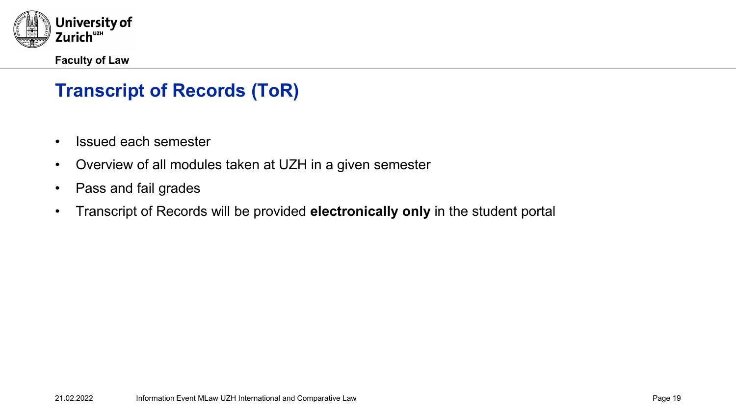# Transcript of Records (ToR)

- Issued each semester
- Overview of all modules taken at UZH in a given semester
- Pass and fail grades
- Transcript of Records will be provided **electronically only** in the student portal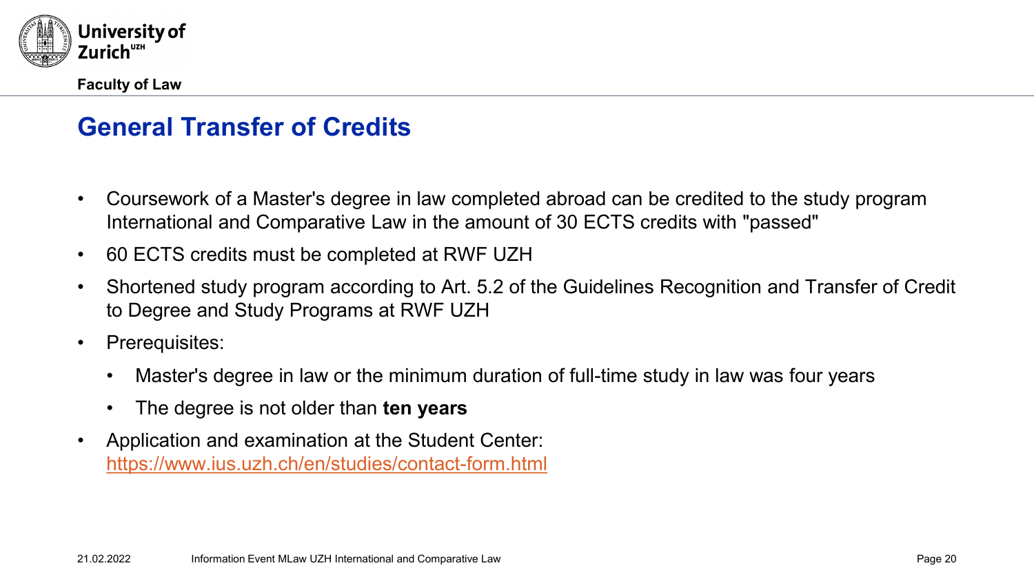## General Transfer of Credits

- Coursework of a Master's degree in law completed abroad can be credited to the study program International and Comparative Law in the amount of 30 ECTS credits with "passed"
- 60 ECTS credits must be completed at RWF UZH
- Shortened study program according to Art. 5.2 of the Guidelines Recognition and Transfer of Credit to Degree and Study Programs at RWF UZH
- Prerequisites:
  - Master's degree in law or the minimum duration of full-time study in law was four years
  - The degree is not older than **ten years**
- Application and examination at the Student Center: https://www.ius.uzh.ch/en/studies/contact-form.html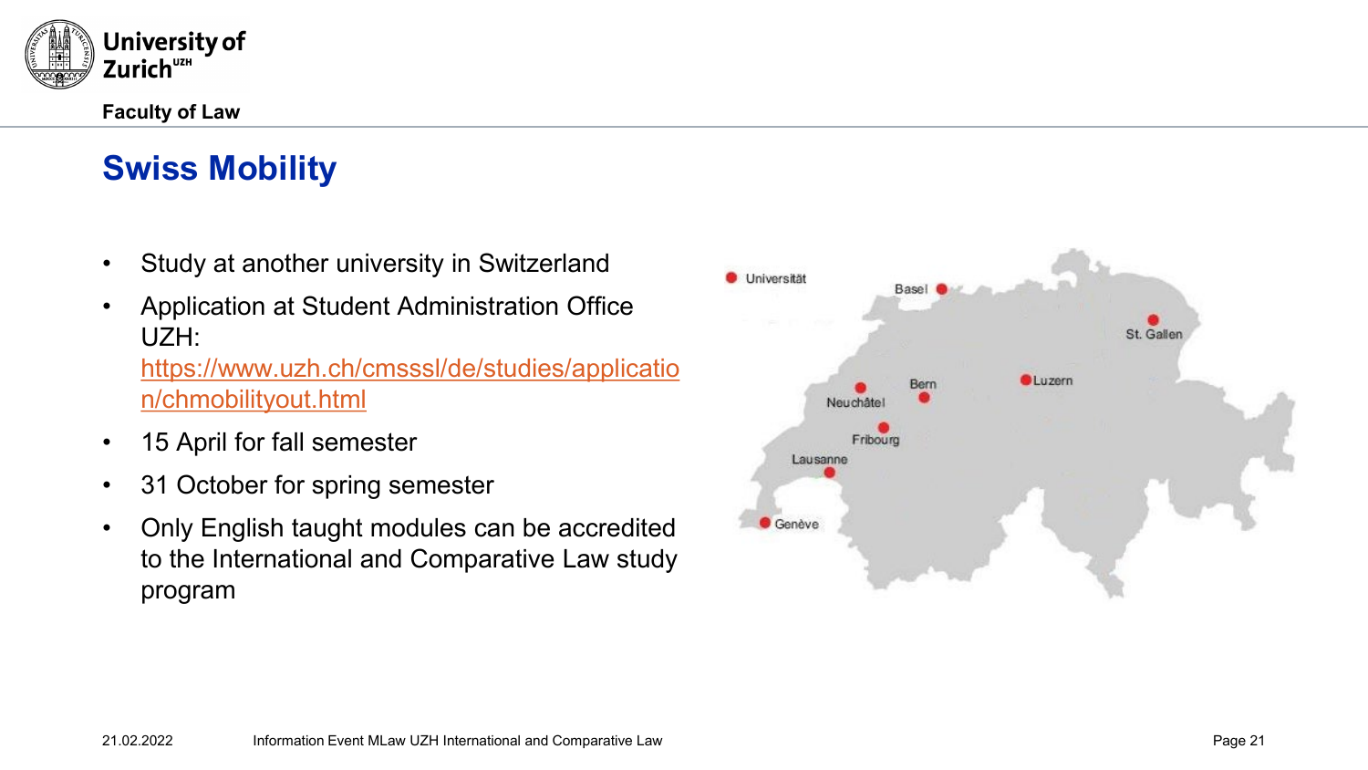# Swiss Mobility

- Study at another university in Switzerland
- Application at Student Administration Office UZH: https://www.uzh.ch/cmsssl/de/studies/application/chmobilityout.html
- 15 April for fall semester
- 31 October for spring semester
- Only English taught modules can be accredited to the International and Comparative Law study program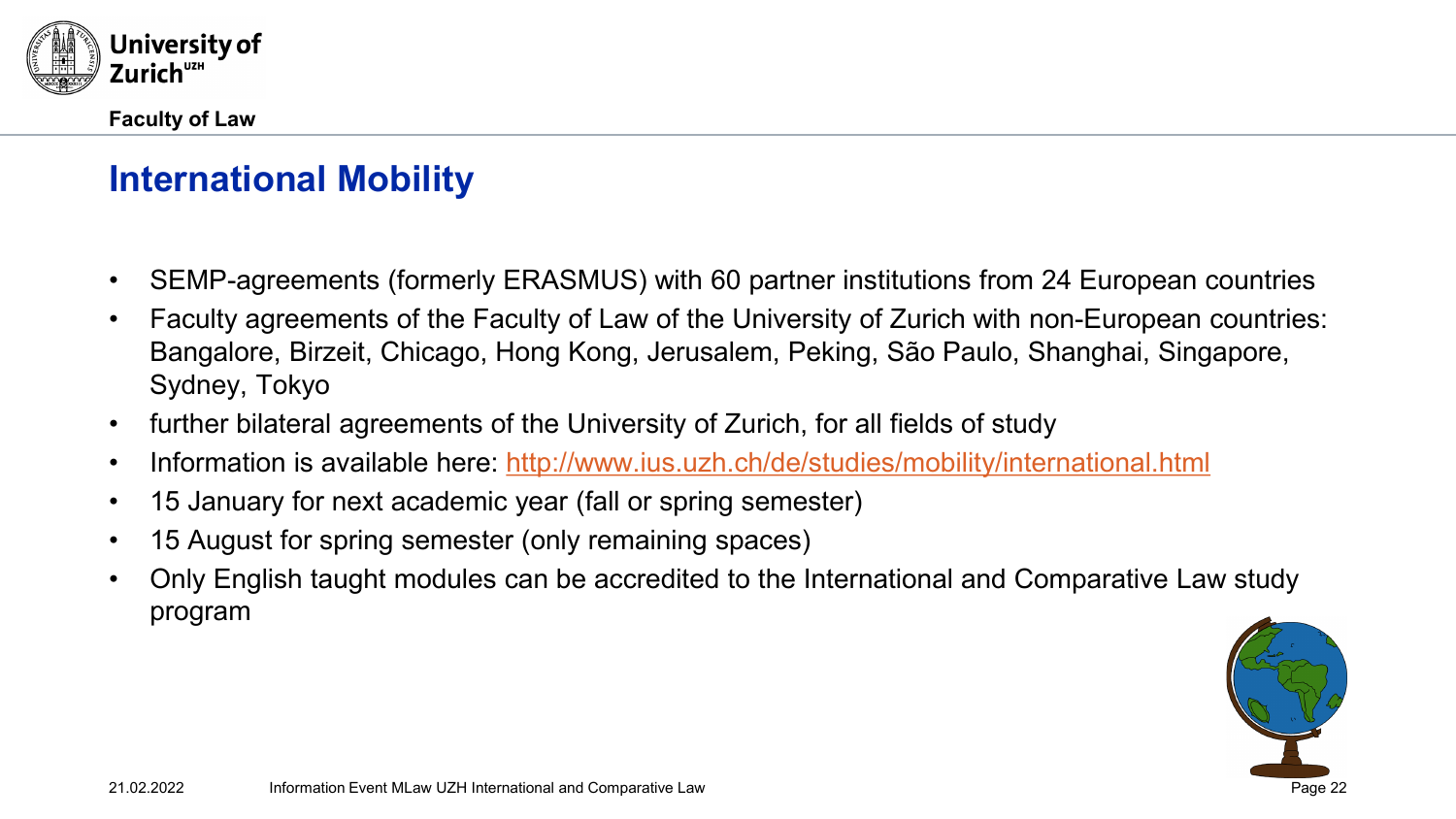## International Mobility

- SEMP-agreements (formerly ERASMUS) with 60 partner institutions from 24 European countries
- Faculty agreements of the Faculty of Law of the University of Zurich with non-European countries: Bangalore, Birzeit, Chicago, Hong Kong, Jerusalem, Peking, São Paulo, Shanghai, Singapore, Sydney, Tokyo
- further bilateral agreements of the University of Zurich, for all fields of study
- Information is available here: http://www.ius.uzh.ch/de/studies/mobility/international.html
- 15 January for next academic year (fall or spring semester)
- 15 August for spring semester (only remaining spaces)
- Only English taught modules can be accredited to the International and Comparative Law study program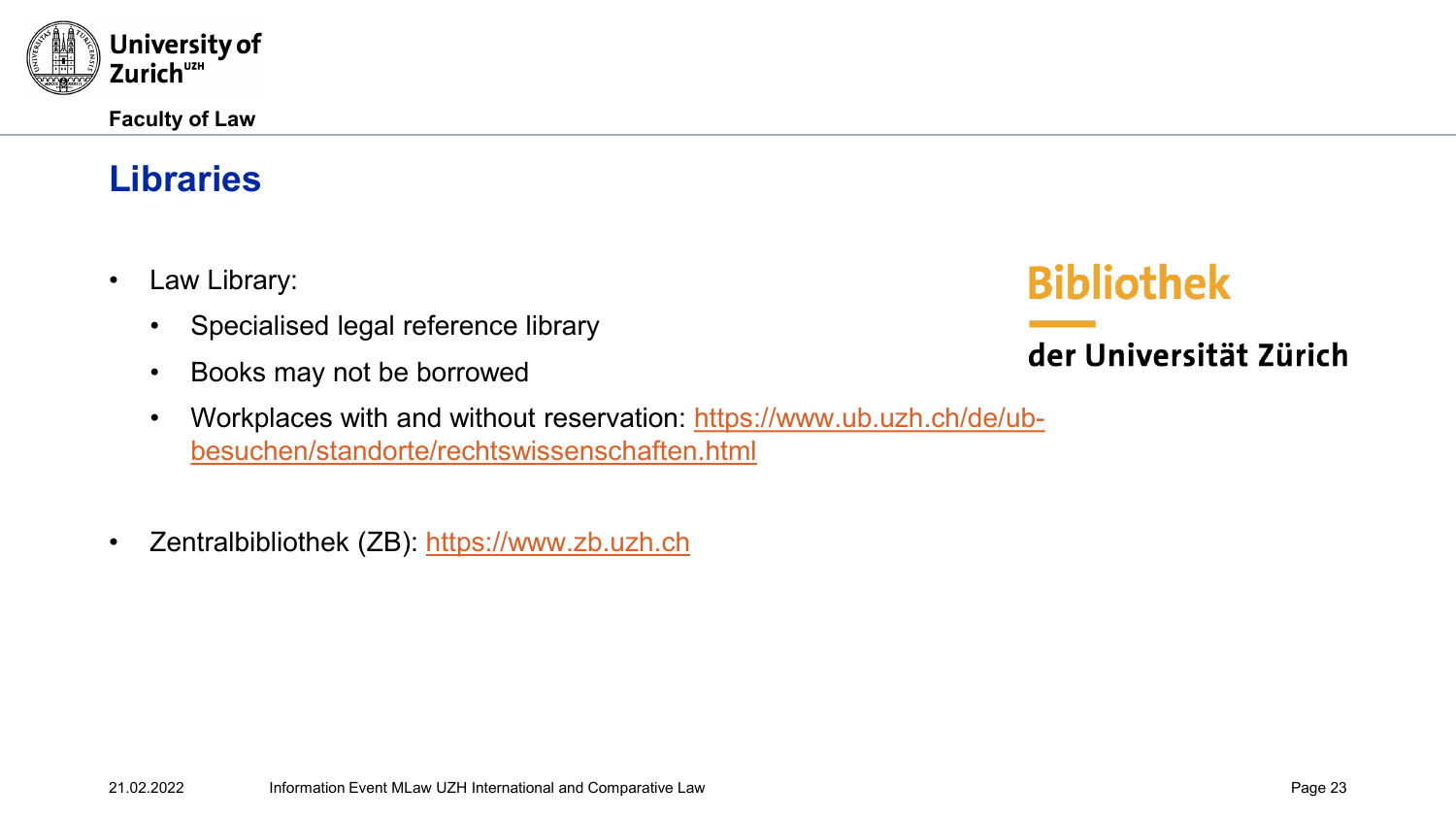# Libraries

- Law Library:
  - Specialised legal reference library
  - Books may not be borrowed
  - Workplaces with and without reservation: https://www.ub.uzh.ch/de/ub-besuchen/standorte/rechtswissenschaften.html

- Zentralbibliothek (ZB): https://www.zb.uzh.ch

**Bibliothek**

**der Universität Zürich**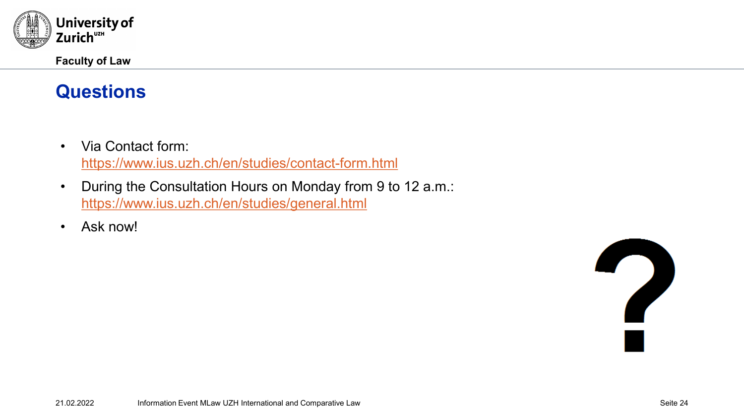## Questions

- Via Contact form:
  https://www.ius.uzh.ch/en/studies/contact-form.html
- During the Consultation Hours on Monday from 9 to 12 a.m.:
  https://www.ius.uzh.ch/en/studies/general.html
- Ask now!